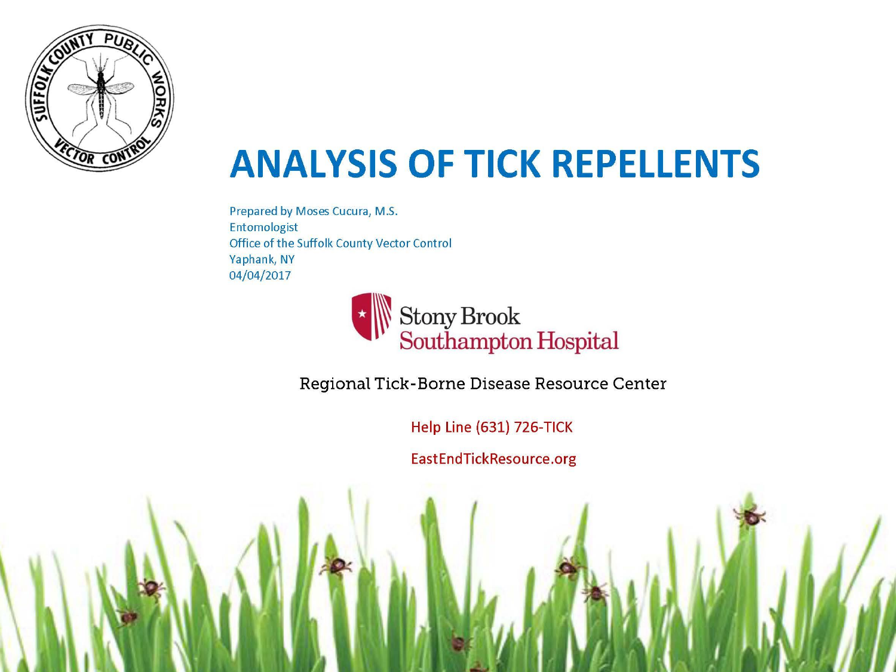# ANALYSIS OF TICK REPELLENTS

Prepared by Moses Cucura, M.S.
Entomologist
Office of the Suffolk County Vector Control
Yaphank, NY
04/04/2017

Stony Brook Southampton Hospital

Regional Tick-Borne Disease Resource Center

Help Line (631) 726-TICK

EastEndTickResource.org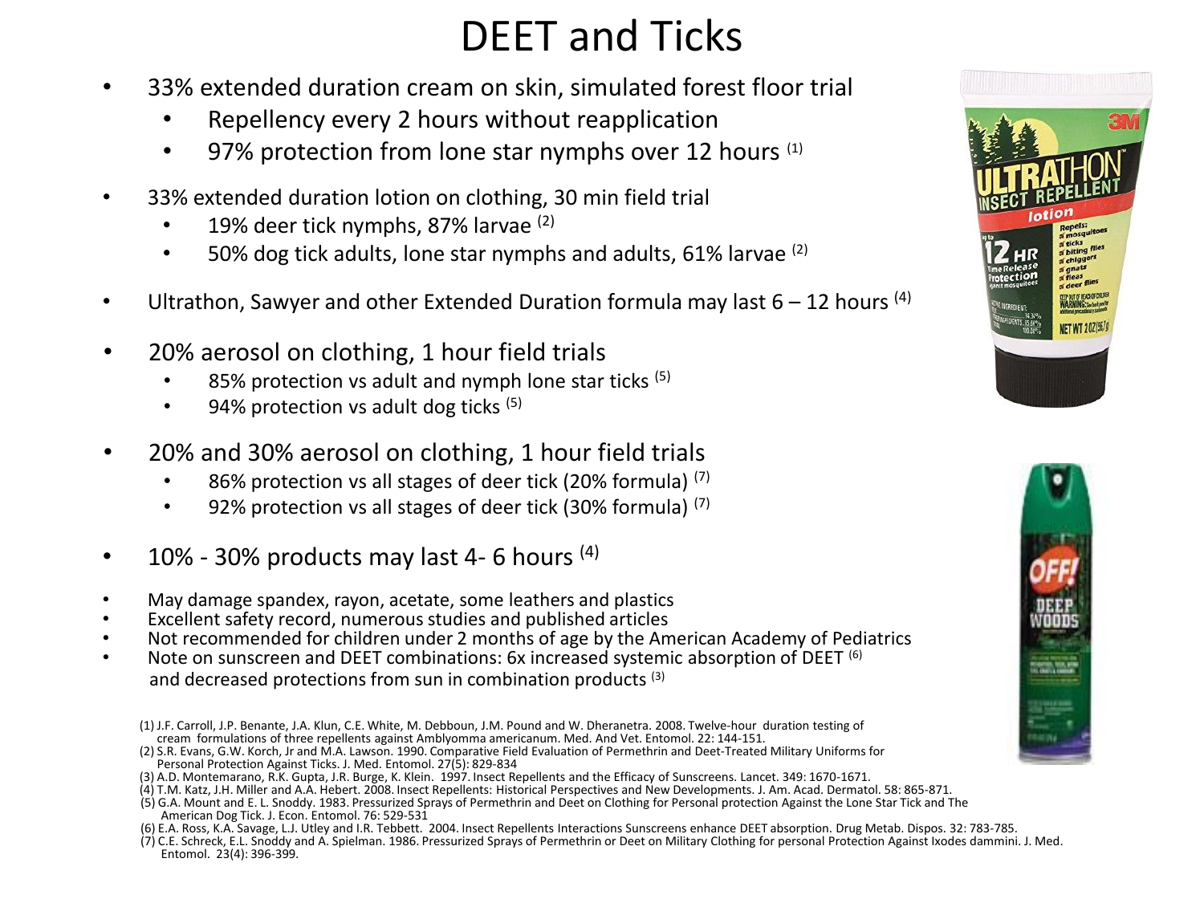# DEET and Ticks

- 33% extended duration cream on skin, simulated forest floor trial
  - Repellency every 2 hours without reapplication
  - 97% protection from lone star nymphs over 12 hours [1]
- 33% extended duration lotion on clothing, 30 min field trial
  - 19% deer tick nymphs, 87% larvae [2]
  - 50% dog tick adults, lone star nymphs and adults, 61% larvae [2]
- Ultrathon, Sawyer and other Extended Duration formula may last 6 – 12 hours [4]
- 20% aerosol on clothing, 1 hour field trials
  - 85% protection vs adult and nymph lone star ticks [5]
  - 94% protection vs adult dog ticks [5]
- 20% and 30% aerosol on clothing, 1 hour field trials
  - 86% protection vs all stages of deer tick (20% formula) [7]
  - 92% protection vs all stages of deer tick (30% formula) [7]
- 10% - 30% products may last 4- 6 hours [4]
- May damage spandex, rayon, acetate, some leathers and plastics
- Excellent safety record, numerous studies and published articles
- Not recommended for children under 2 months of age by the American Academy of Pediatrics
- Note on sunscreen and DEET combinations: 6x increased systemic absorption of DEET [6] and decreased protections from sun in combination products [3]

(1) J.F. Carroll, J.P. Benante, J.A. Klun, C.E. White, M. Debboun, J.M. Pound and W. Dheranetra. 2008. Twelve-hour duration testing of cream formulations of three repellents against Amblyomma americanum. Med. And Vet. Entomol. 22: 144-151.
(2) S.R. Evans, G.W. Korch, Jr and M.A. Lawson. 1990. Comparative Field Evaluation of Permethrin and Deet-Treated Military Uniforms for Personal Protection Against Ticks. J. Med. Entomol. 27(5): 829-834
(3) A.D. Montemarano, R.K. Gupta, J.R. Burge, K. Klein. 1997. Insect Repellents and the Efficacy of Sunscreens. Lancet. 349: 1670-1671.
(4) T.M. Katz, J.H. Miller and A.A. Hebert. 2008. Insect Repellents: Historical Perspectives and New Developments. J. Am. Acad. Dermatol. 58: 865-871.
(5) G.A. Mount and E. L. Snoddy. 1983. Pressurized Sprays of Permethrin and Deet on Clothing for Personal protection Against the Lone Star Tick and The American Dog Tick. J. Econ. Entomol. 76: 529-531
(6) E.A. Ross, K.A. Savage, L.J. Utley and I.R. Tebbett. 2004. Insect Repellents Interactions Sunscreens enhance DEET absorption. Drug Metab. Dispos. 32: 783-785.
(7) C.E. Schreck, E.L. Snoddy and A. Spielman. 1986. Pressurized Sprays of Permethrin or Deet on Military Clothing for personal Protection Against Ixodes dammini. J. Med. Entomol. 23(4): 396-399.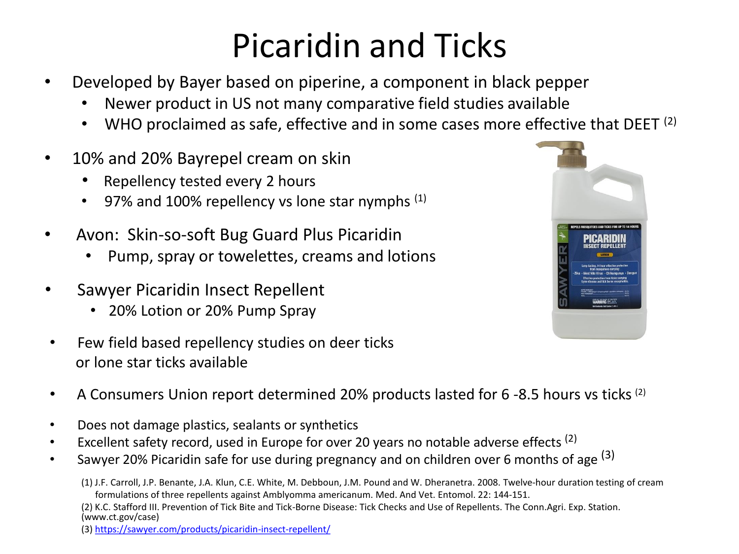# Picaridin and Ticks

- Developed by Bayer based on piperine, a component in black pepper
  - Newer product in US not many comparative field studies available
  - WHO proclaimed as safe, effective and in some cases more effective that DEET [2]
- 10% and 20% Bayrepel cream on skin
  - Repellency tested every 2 hours
  - 97% and 100% repellency vs lone star nymphs [1]
- Avon: Skin-so-soft Bug Guard Plus Picaridin
  - Pump, spray or towelettes, creams and lotions
- Sawyer Picaridin Insect Repellent
  - 20% Lotion or 20% Pump Spray
- Few field based repellency studies on deer ticks or lone star ticks available
- A Consumers Union report determined 20% products lasted for 6 -8.5 hours vs ticks [2]
- Does not damage plastics, sealants or synthetics
- Excellent safety record, used in Europe for over 20 years no notable adverse effects [2]
- Sawyer 20% Picaridin safe for use during pregnancy and on children over 6 months of age [3]

(1) J.F. Carroll, J.P. Benante, J.A. Klun, C.E. White, M. Debboun, J.M. Pound and W. Dheranetra. 2008. Twelve-hour duration testing of cream formulations of three repellents against Amblyomma americanum. Med. And Vet. Entomol. 22: 144-151.

(2) K.C. Stafford III. Prevention of Tick Bite and Tick-Borne Disease: Tick Checks and Use of Repellents. The Conn.Agri. Exp. Station. (www.ct.gov/case)

(3) https://sawyer.com/products/picaridin-insect-repellent/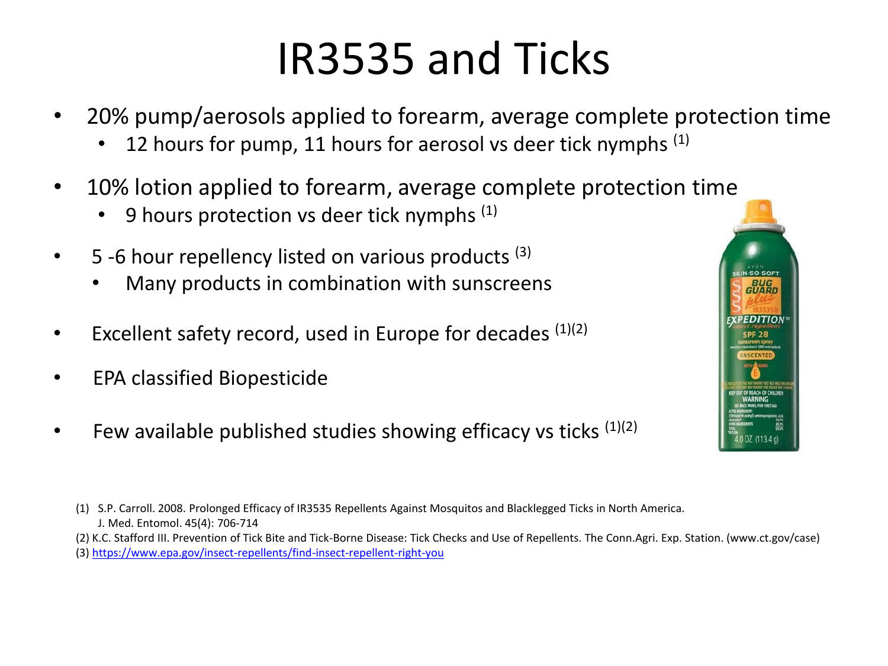# IR3535 and Ticks

- 20% pump/aerosols applied to forearm, average complete protection time
  - 12 hours for pump, 11 hours for aerosol vs deer tick nymphs [(1)]
- 10% lotion applied to forearm, average complete protection time
  - 9 hours protection vs deer tick nymphs [(1)]
- 5 -6 hour repellency listed on various products [(3)]
  - Many products in combination with sunscreens
- Excellent safety record, used in Europe for decades [(1)(2)]
- EPA classified Biopesticide
- Few available published studies showing efficacy vs ticks [(1)(2)]

(1) S.P. Carroll. 2008. Prolonged Efficacy of IR3535 Repellents Against Mosquitos and Blacklegged Ticks in North America. J. Med. Entomol. 45(4): 706-714

(2) K.C. Stafford III. Prevention of Tick Bite and Tick-Borne Disease: Tick Checks and Use of Repellents. The Conn.Agri. Exp. Station. (www.ct.gov/case)

(3) https://www.epa.gov/insect-repellents/find-insect-repellent-right-you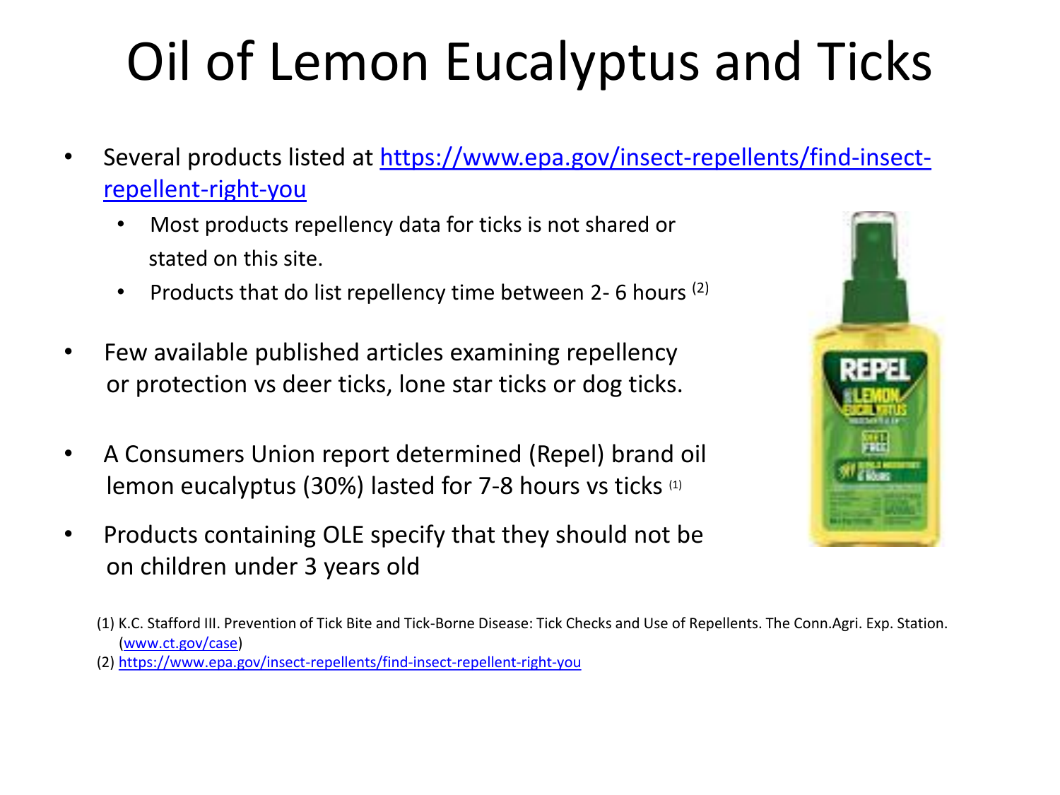# Oil of Lemon Eucalyptus and Ticks

- Several products listed at https://www.epa.gov/insect-repellents/find-insect-repellent-right-you
  - Most products repellency data for ticks is not shared or stated on this site.
  - Products that do list repellency time between 2- 6 hours [2]
- Few available published articles examining repellency or protection vs deer ticks, lone star ticks or dog ticks.
- A Consumers Union report determined (Repel) brand oil lemon eucalyptus (30%) lasted for 7-8 hours vs ticks [1]
- Products containing OLE specify that they should not be on children under 3 years old

(1) K.C. Stafford III. Prevention of Tick Bite and Tick-Borne Disease: Tick Checks and Use of Repellents. The Conn.Agri. Exp. Station. (www.ct.gov/case)

(2) https://www.epa.gov/insect-repellents/find-insect-repellent-right-you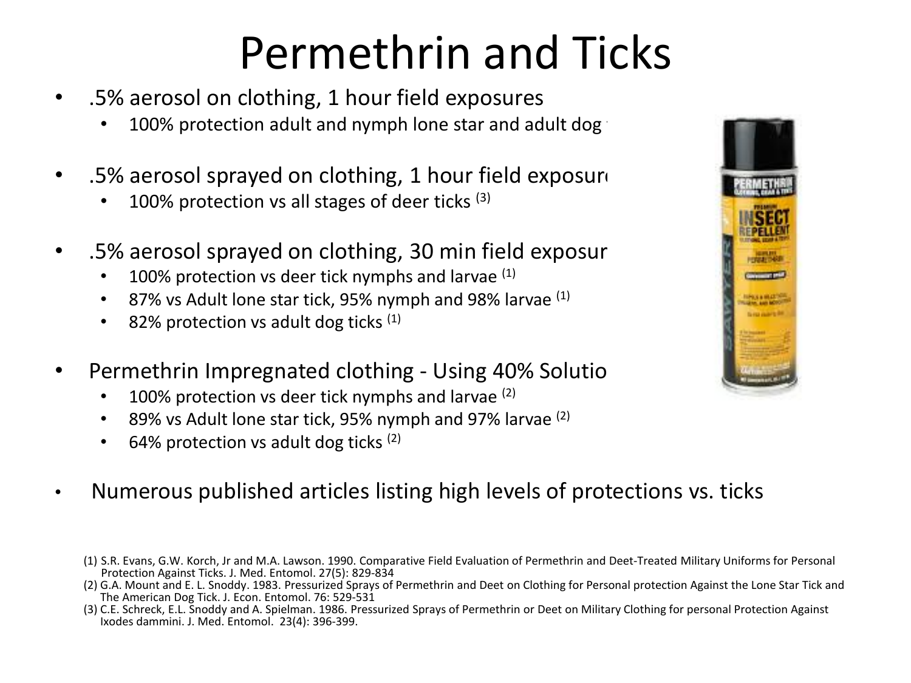# Permethrin and Ticks

- .5% aerosol on clothing, 1 hour field exposures
  - 100% protection adult and nymph lone star and adult dog
- .5% aerosol sprayed on clothing, 1 hour field exposur
  - 100% protection vs all stages of deer ticks [3]
- .5% aerosol sprayed on clothing, 30 min field exposur
  - 100% protection vs deer tick nymphs and larvae [1]
  - 87% vs Adult lone star tick, 95% nymph and 98% larvae [1]
  - 82% protection vs adult dog ticks [1]
- Permethrin Impregnated clothing - Using 40% Solutio
  - 100% protection vs deer tick nymphs and larvae [2]
  - 89% vs Adult lone star tick, 95% nymph and 97% larvae [2]
  - 64% protection vs adult dog ticks [2]
- Numerous published articles listing high levels of protections vs. ticks

(1) S.R. Evans, G.W. Korch, Jr and M.A. Lawson. 1990. Comparative Field Evaluation of Permethrin and Deet-Treated Military Uniforms for Personal Protection Against Ticks. J. Med. Entomol. 27(5): 829-834

(2) G.A. Mount and E. L. Snoddy. 1983. Pressurized Sprays of Permethrin and Deet on Clothing for Personal protection Against the Lone Star Tick and The American Dog Tick. J. Econ. Entomol. 76: 529-531

(3) C.E. Schreck, E.L. Snoddy and A. Spielman. 1986. Pressurized Sprays of Permethrin or Deet on Military Clothing for personal Protection Against Ixodes dammini. J. Med. Entomol. 23(4): 396-399.